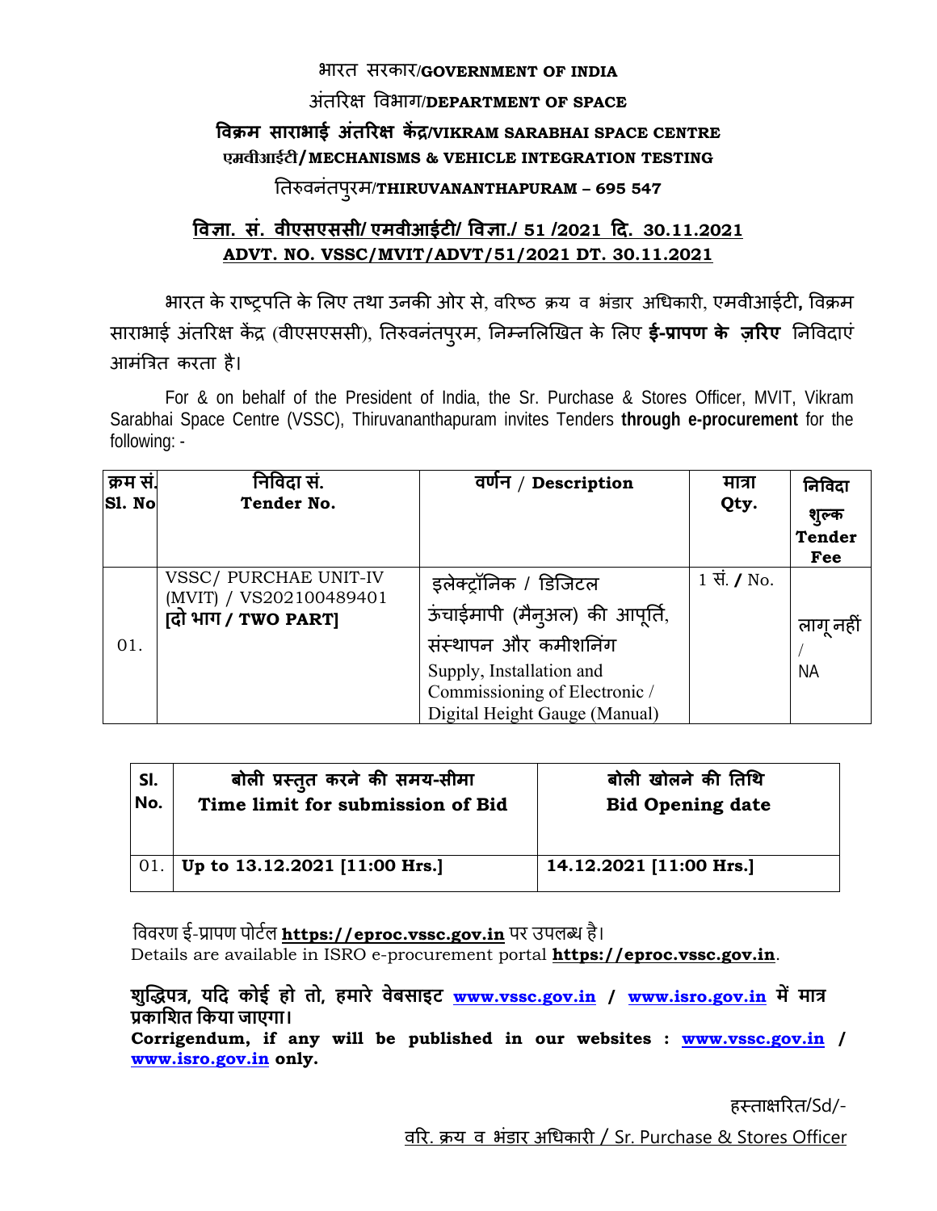भारत सरकार/**GOVERNMENT OF INDIA**

अंतरिक्ष विभाग/**DEPARTMENT OF SPACE**

**विक्रम साराभाई अंतरिक्ष केंद्र/VIKRAM SARABHAI SPACE CENTRE**

**एमवीआईटी/ MECHANISMS & VEHICLE INTEGRATION TESTING**

तिरुवनंतपुरम/**THIRUVANANTHAPURAM – 695 547**

**विज्ञा. सं. वीएसएससी/ एमवीआईटी/ विज्ञा./ 51 /2021 दि. 30.11.2021**

**ADVT. NO. VSSC/MVIT/ADVT/51/2021 DT. 30.11.2021**

भारत के राष्ट्रपति के लिए तथा उनकी ओर से, वरिष्ठ क्रय व भंडार अधिकारी, एमवीआईटी, विक्रम साराभाई अंतरिक्ष केंद्र (वीएसएससी), तिरुवनंतपुरम, निम्नलिखित के लिए **ई-प्रापण के ज़रिए** निविदाएं आमंत्रित करता है।

For & on behalf of the President of India, the Sr. Purchase & Stores Officer, MVIT, Vikram Sarabhai Space Centre (VSSC), Thiruvananthapuram invites Tenders **through e-procurement** for the following: -

| क्रम सं. Sl. No | निविदा सं. Tender No. | वर्णन / Description | मात्रा Qty. | निविदा शुल्क Tender Fee |
|---|---|---|---|---|
| 01. | VSSC/ PURCHAE UNIT-IV (MVIT) / VS202100489401 **[दो भाग / TWO PART]** | इलेक्ट्रॉनिक / डिजिटल ऊंचाईमापी (मैनुअल) की आपूर्ति, संस्थापन और कमीशनिंग Supply, Installation and Commissioning of Electronic / Digital Height Gauge (Manual) | 1 सं. / No. | लागू नहीं / NA |

| Sl. No. | बोली प्रस्तुत करने की समय-सीमा Time limit for submission of Bid | बोली खोलने की तिथि Bid Opening date |
|---|---|---|
| 01. | **Up to 13.12.2021 [11:00 Hrs.]** | **14.12.2021 [11:00 Hrs.]** |

विवरण ई-प्रापण पोर्टल **https://eproc.vssc.gov.in** पर उपलब्ध है।
Details are available in ISRO e-procurement portal **https://eproc.vssc.gov.in**.

**शुद्धिपत्र, यदि कोई हो तो, हमारे वेबसाइट www.vssc.gov.in / www.isro.gov.in में मात्र प्रकाशित किया जाएगा।**
**Corrigendum, if any will be published in our websites : www.vssc.gov.in / www.isro.gov.in only.**

हस्ताक्षरित/Sd/-

वरि. क्रय व भंडार अधिकारी / Sr. Purchase & Stores Officer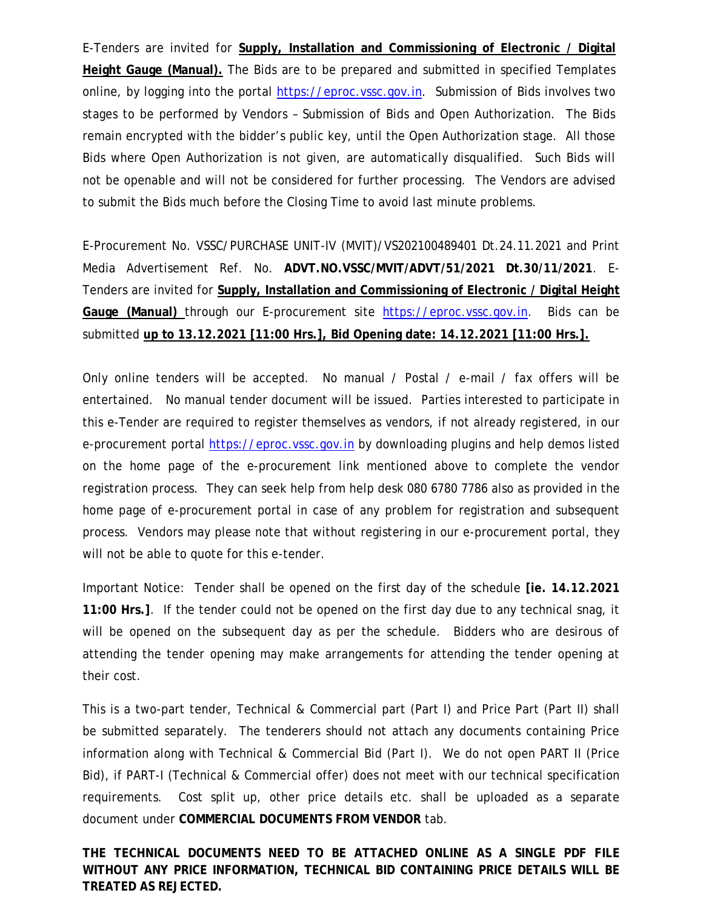E-Tenders are invited for **Supply, Installation and Commissioning of Electronic / Digital Height Gauge (Manual).** The Bids are to be prepared and submitted in specified Templates online, by logging into the portal https://eproc.vssc.gov.in. Submission of Bids involves two stages to be performed by Vendors – Submission of Bids and Open Authorization. The Bids remain encrypted with the bidder's public key, until the Open Authorization stage. All those Bids where Open Authorization is not given, are automatically disqualified. Such Bids will not be openable and will not be considered for further processing. The Vendors are advised to submit the Bids much before the Closing Time to avoid last minute problems.

E-Procurement No. VSSC/PURCHASE UNIT-IV (MVIT)/VS202100489401 Dt.24.11.2021 and Print Media Advertisement Ref. No. **ADVT.NO.VSSC/MVIT/ADVT/51/2021 Dt.30/11/2021**. E-Tenders are invited for **Supply, Installation and Commissioning of Electronic / Digital Height Gauge (Manual)** through our E-procurement site https://eproc.vssc.gov.in. Bids can be submitted **up to 13.12.2021 [11:00 Hrs.], Bid Opening date: 14.12.2021 [11:00 Hrs.].**

Only online tenders will be accepted. No manual / Postal / e-mail / fax offers will be entertained. No manual tender document will be issued. Parties interested to participate in this e-Tender are required to register themselves as vendors, if not already registered, in our e-procurement portal https://eproc.vssc.gov.in by downloading plugins and help demos listed on the home page of the e-procurement link mentioned above to complete the vendor registration process. They can seek help from help desk 080 6780 7786 also as provided in the home page of e-procurement portal in case of any problem for registration and subsequent process. Vendors may please note that without registering in our e-procurement portal, they will not be able to quote for this e-tender.

Important Notice: Tender shall be opened on the first day of the schedule **[ie. 14.12.2021 11:00 Hrs.]**. If the tender could not be opened on the first day due to any technical snag, it will be opened on the subsequent day as per the schedule. Bidders who are desirous of attending the tender opening may make arrangements for attending the tender opening at their cost.

This is a two-part tender, Technical & Commercial part (Part I) and Price Part (Part II) shall be submitted separately. The tenderers should not attach any documents containing Price information along with Technical & Commercial Bid (Part I). We do not open PART II (Price Bid), if PART-I (Technical & Commercial offer) does not meet with our technical specification requirements. Cost split up, other price details etc. shall be uploaded as a separate document under **COMMERCIAL DOCUMENTS FROM VENDOR** tab.

**THE TECHNICAL DOCUMENTS NEED TO BE ATTACHED ONLINE AS A SINGLE PDF FILE WITHOUT ANY PRICE INFORMATION, TECHNICAL BID CONTAINING PRICE DETAILS WILL BE TREATED AS REJECTED.**